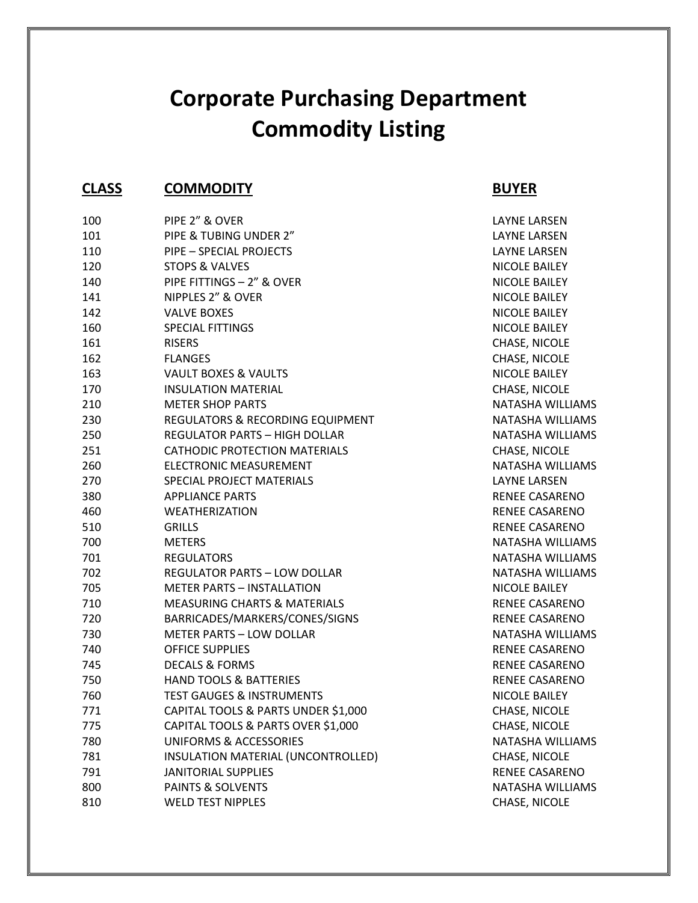# Corporate Purchasing Department
# Commodity Listing

| CLASS | COMMODITY | BUYER |
|---|---|---|
| 100 | PIPE 2” & OVER | LAYNE LARSEN |
| 101 | PIPE & TUBING UNDER 2” | LAYNE LARSEN |
| 110 | PIPE – SPECIAL PROJECTS | LAYNE LARSEN |
| 120 | STOPS & VALVES | NICOLE BAILEY |
| 140 | PIPE FITTINGS – 2” & OVER | NICOLE BAILEY |
| 141 | NIPPLES 2” & OVER | NICOLE BAILEY |
| 142 | VALVE BOXES | NICOLE BAILEY |
| 160 | SPECIAL FITTINGS | NICOLE BAILEY |
| 161 | RISERS | CHASE, NICOLE |
| 162 | FLANGES | CHASE, NICOLE |
| 163 | VAULT BOXES & VAULTS | NICOLE BAILEY |
| 170 | INSULATION MATERIAL | CHASE, NICOLE |
| 210 | METER SHOP PARTS | NATASHA WILLIAMS |
| 230 | REGULATORS & RECORDING EQUIPMENT | NATASHA WILLIAMS |
| 250 | REGULATOR PARTS – HIGH DOLLAR | NATASHA WILLIAMS |
| 251 | CATHODIC PROTECTION MATERIALS | CHASE, NICOLE |
| 260 | ELECTRONIC MEASUREMENT | NATASHA WILLIAMS |
| 270 | SPECIAL PROJECT MATERIALS | LAYNE LARSEN |
| 380 | APPLIANCE PARTS | RENEE CASARENO |
| 460 | WEATHERIZATION | RENEE CASARENO |
| 510 | GRILLS | RENEE CASARENO |
| 700 | METERS | NATASHA WILLIAMS |
| 701 | REGULATORS | NATASHA WILLIAMS |
| 702 | REGULATOR PARTS – LOW DOLLAR | NATASHA WILLIAMS |
| 705 | METER PARTS – INSTALLATION | NICOLE BAILEY |
| 710 | MEASURING CHARTS & MATERIALS | RENEE CASARENO |
| 720 | BARRICADES/MARKERS/CONES/SIGNS | RENEE CASARENO |
| 730 | METER PARTS – LOW DOLLAR | NATASHA WILLIAMS |
| 740 | OFFICE SUPPLIES | RENEE CASARENO |
| 745 | DECALS & FORMS | RENEE CASARENO |
| 750 | HAND TOOLS & BATTERIES | RENEE CASARENO |
| 760 | TEST GAUGES & INSTRUMENTS | NICOLE BAILEY |
| 771 | CAPITAL TOOLS & PARTS UNDER $1,000 | CHASE, NICOLE |
| 775 | CAPITAL TOOLS & PARTS OVER $1,000 | CHASE, NICOLE |
| 780 | UNIFORMS & ACCESSORIES | NATASHA WILLIAMS |
| 781 | INSULATION MATERIAL (UNCONTROLLED) | CHASE, NICOLE |
| 791 | JANITORIAL SUPPLIES | RENEE CASARENO |
| 800 | PAINTS & SOLVENTS | NATASHA WILLIAMS |
| 810 | WELD TEST NIPPLES | CHASE, NICOLE |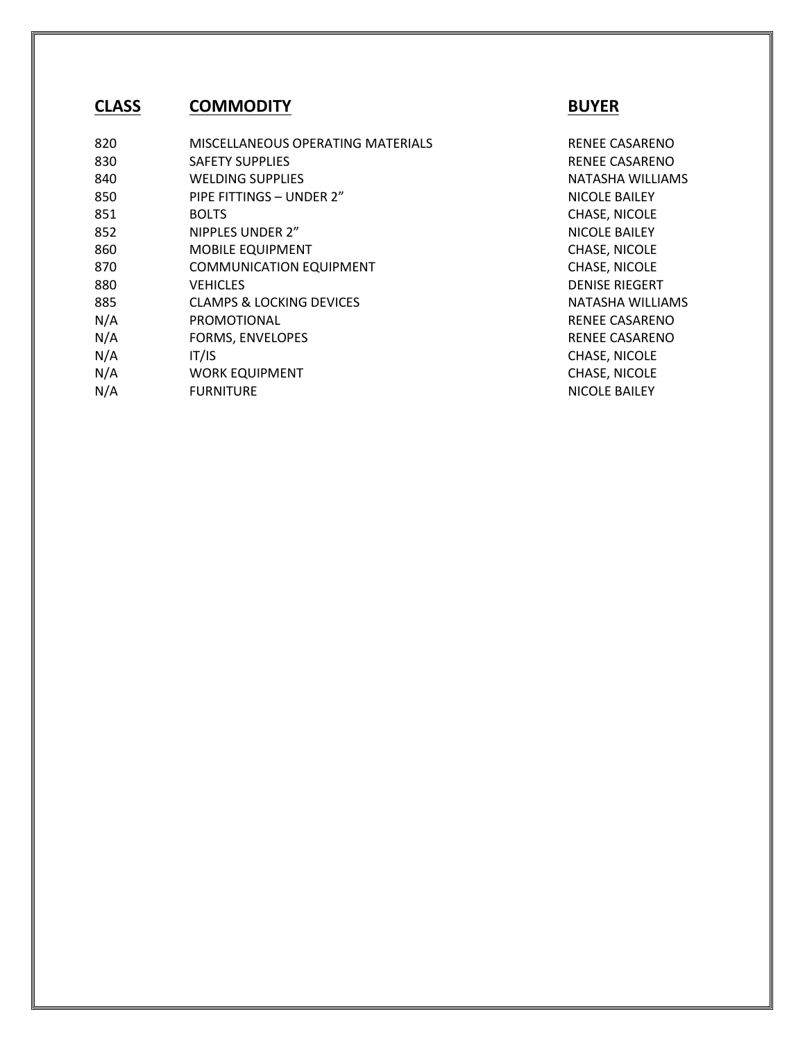| CLASS | COMMODITY | BUYER |
|---|---|---|
| 820 | MISCELLANEOUS OPERATING MATERIALS | RENEE CASARENO |
| 830 | SAFETY SUPPLIES | RENEE CASARENO |
| 840 | WELDING SUPPLIES | NATASHA WILLIAMS |
| 850 | PIPE FITTINGS – UNDER 2” | NICOLE BAILEY |
| 851 | BOLTS | CHASE, NICOLE |
| 852 | NIPPLES UNDER 2” | NICOLE BAILEY |
| 860 | MOBILE EQUIPMENT | CHASE, NICOLE |
| 870 | COMMUNICATION EQUIPMENT | CHASE, NICOLE |
| 880 | VEHICLES | DENISE RIEGERT |
| 885 | CLAMPS & LOCKING DEVICES | NATASHA WILLIAMS |
| N/A | PROMOTIONAL | RENEE CASARENO |
| N/A | FORMS, ENVELOPES | RENEE CASARENO |
| N/A | IT/IS | CHASE, NICOLE |
| N/A | WORK EQUIPMENT | CHASE, NICOLE |
| N/A | FURNITURE | NICOLE BAILEY |